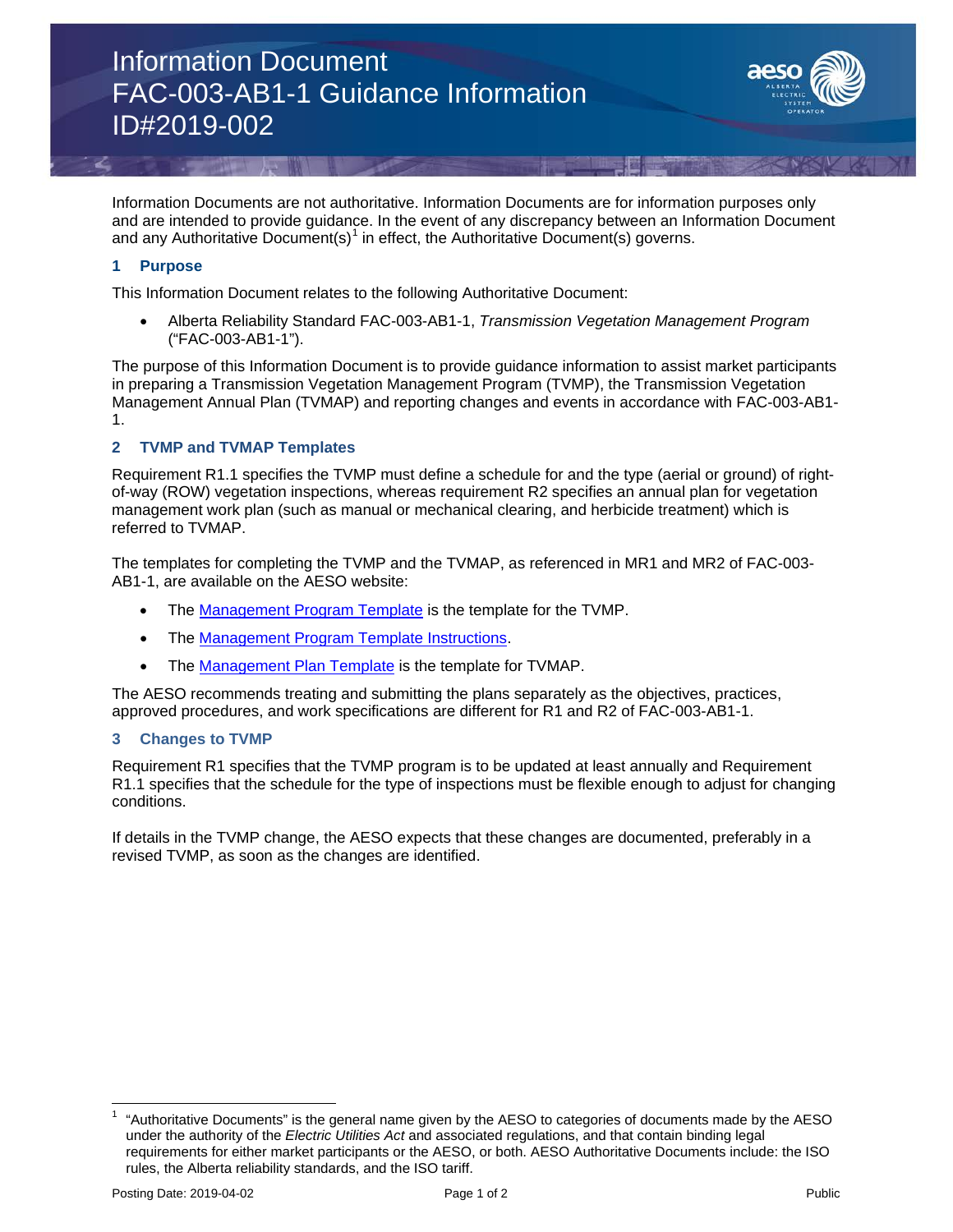# Information Document
# FAC-003-AB1-1 Guidance Information
# ID#2019-002

Information Documents are not authoritative. Information Documents are for information purposes only and are intended to provide guidance. In the event of any discrepancy between an Information Document and any Authoritative Document(s)[1] in effect, the Authoritative Document(s) governs.

## 1 Purpose

This Information Document relates to the following Authoritative Document:

- Alberta Reliability Standard FAC-003-AB1-1, *Transmission Vegetation Management Program* ("FAC-003-AB1-1").

The purpose of this Information Document is to provide guidance information to assist market participants in preparing a Transmission Vegetation Management Program (TVMP), the Transmission Vegetation Management Annual Plan (TVMAP) and reporting changes and events in accordance with FAC-003-AB1-1.

## 2 TVMP and TVMAP Templates

Requirement R1.1 specifies the TVMP must define a schedule for and the type (aerial or ground) of right-of-way (ROW) vegetation inspections, whereas requirement R2 specifies an annual plan for vegetation management work plan (such as manual or mechanical clearing, and herbicide treatment) which is referred to TVMAP.

The templates for completing the TVMP and the TVMAP, as referenced in MR1 and MR2 of FAC-003-AB1-1, are available on the AESO website:

- The Management Program Template is the template for the TVMP.
- The Management Program Template Instructions.
- The Management Plan Template is the template for TVMAP.

The AESO recommends treating and submitting the plans separately as the objectives, practices, approved procedures, and work specifications are different for R1 and R2 of FAC-003-AB1-1.

## 3 Changes to TVMP

Requirement R1 specifies that the TVMP program is to be updated at least annually and Requirement R1.1 specifies that the schedule for the type of inspections must be flexible enough to adjust for changing conditions.

If details in the TVMP change, the AESO expects that these changes are documented, preferably in a revised TVMP, as soon as the changes are identified.

[1] "Authoritative Documents" is the general name given by the AESO to categories of documents made by the AESO under the authority of the *Electric Utilities Act* and associated regulations, and that contain binding legal requirements for either market participants or the AESO, or both. AESO Authoritative Documents include: the ISO rules, the Alberta reliability standards, and the ISO tariff.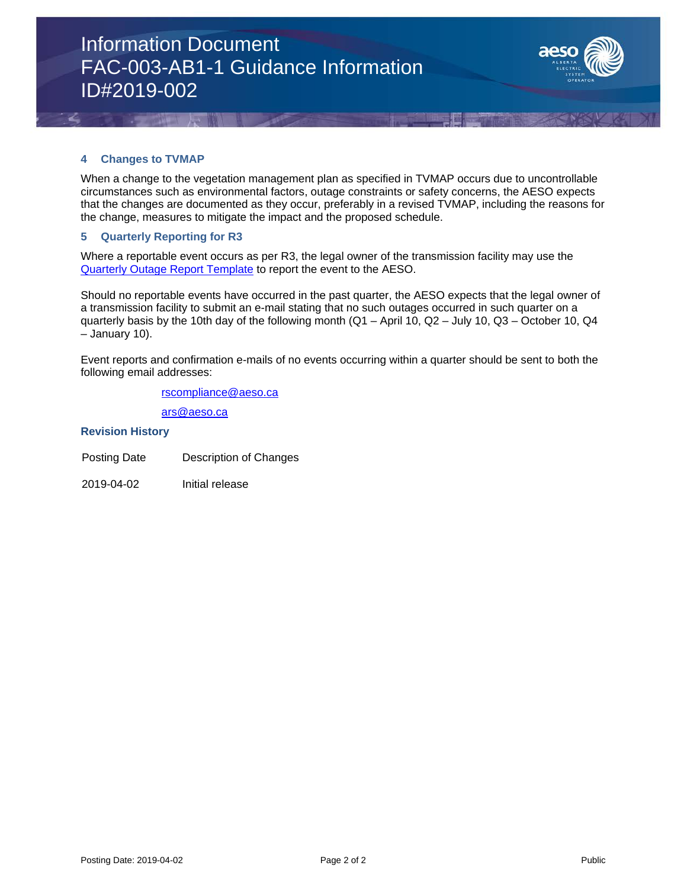## 4 Changes to TVMAP

When a change to the vegetation management plan as specified in TVMAP occurs due to uncontrollable circumstances such as environmental factors, outage constraints or safety concerns, the AESO expects that the changes are documented as they occur, preferably in a revised TVMAP, including the reasons for the change, measures to mitigate the impact and the proposed schedule.

## 5 Quarterly Reporting for R3

Where a reportable event occurs as per R3, the legal owner of the transmission facility may use the Quarterly Outage Report Template to report the event to the AESO.

Should no reportable events have occurred in the past quarter, the AESO expects that the legal owner of a transmission facility to submit an e-mail stating that no such outages occurred in such quarter on a quarterly basis by the 10th day of the following month (Q1 – April 10, Q2 – July 10, Q3 – October 10, Q4 – January 10).

Event reports and confirmation e-mails of no events occurring within a quarter should be sent to both the following email addresses:

rscompliance@aeso.ca

ars@aeso.ca

### Revision History

| Posting Date | Description of Changes |
| --- | --- |
| 2019-04-02 | Initial release |